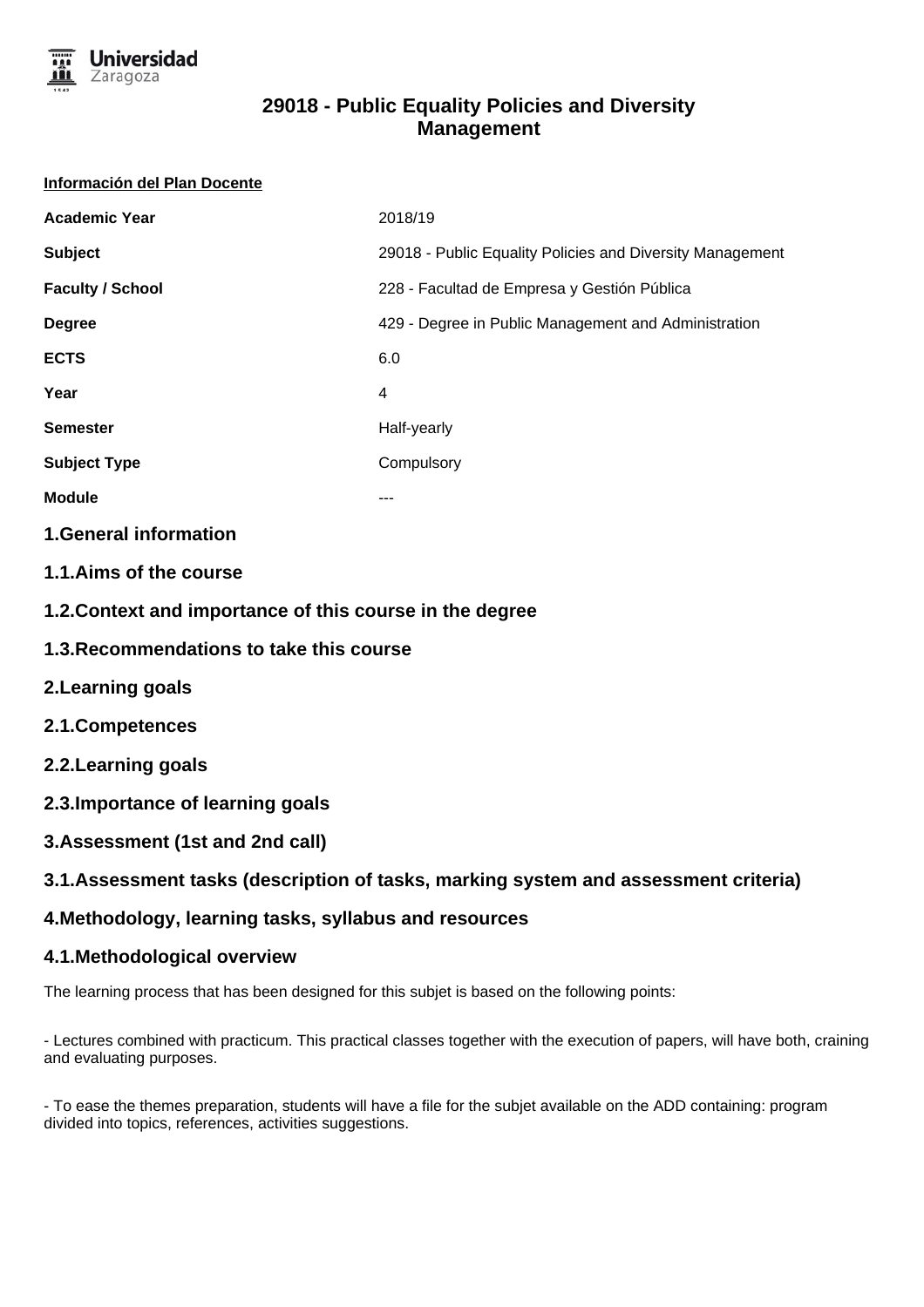# 29018 - Public Equality Policies and Diversity Management

**Información del Plan Docente**

| | |
|---|---|
| **Academic Year** | 2018/19 |
| **Subject** | 29018 - Public Equality Policies and Diversity Management |
| **Faculty / School** | 228 - Facultad de Empresa y Gestión Pública |
| **Degree** | 429 - Degree in Public Management and Administration |
| **ECTS** | 6.0 |
| **Year** | 4 |
| **Semester** | Half-yearly |
| **Subject Type** | Compulsory |
| **Module** | --- |

## 1.General information

### 1.1.Aims of the course

### 1.2.Context and importance of this course in the degree

### 1.3.Recommendations to take this course

## 2.Learning goals

### 2.1.Competences

### 2.2.Learning goals

### 2.3.Importance of learning goals

## 3.Assessment (1st and 2nd call)

### 3.1.Assessment tasks (description of tasks, marking system and assessment criteria)

## 4.Methodology, learning tasks, syllabus and resources

### 4.1.Methodological overview

The learning process that has been designed for this subjet is based on the following points:

- Lectures combined with practicum. This practical classes together with the execution of papers, will have both, craining and evaluating purposes.

- To ease the themes preparation, students will have a file for the subjet available on the ADD containing: program divided into topics, references, activities suggestions.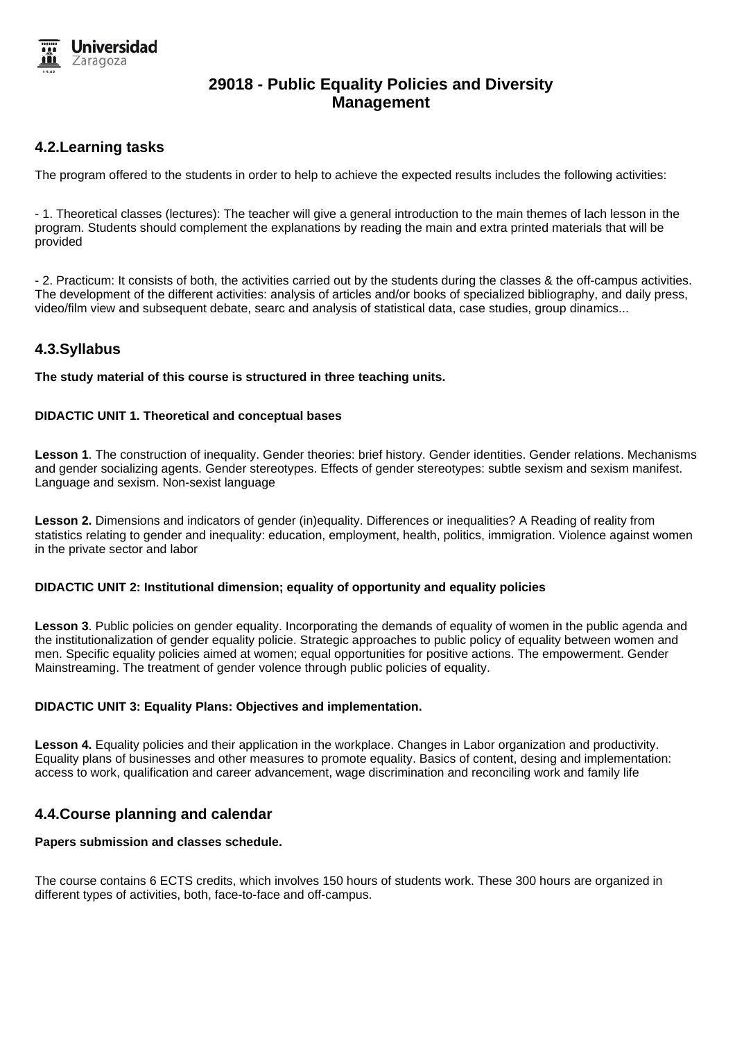# 29018 - Public Equality Policies and Diversity Management

## 4.2.Learning tasks

The program offered to the students in order to help to achieve the expected results includes the following activities:

- 1. Theoretical classes (lectures): The teacher will give a general introduction to the main themes of lach lesson in the program. Students should complement the explanations by reading the main and extra printed materials that will be provided

- 2. Practicum: It consists of both, the activities carried out by the students during the classes & the off-campus activities. The development of the different activities: analysis of articles and/or books of specialized bibliography, and daily press, video/film view and subsequent debate, searc and analysis of statistical data, case studies, group dinamics...

## 4.3.Syllabus

**The study material of this course is structured in three teaching units.**

**DIDACTIC UNIT 1. Theoretical and conceptual bases**

**Lesson 1**. The construction of inequality. Gender theories: brief history. Gender identities. Gender relations. Mechanisms and gender socializing agents. Gender stereotypes. Effects of gender stereotypes: subtle sexism and sexism manifest. Language and sexism. Non-sexist language

**Lesson 2.** Dimensions and indicators of gender (in)equality. Differences or inequalities? A Reading of reality from statistics relating to gender and inequality: education, employment, health, politics, immigration. Violence against women in the private sector and labor

**DIDACTIC UNIT 2: Institutional dimension; equality of opportunity and equality policies**

**Lesson 3**. Public policies on gender equality. Incorporating the demands of equality of women in the public agenda and the institutionalization of gender equality policie. Strategic approaches to public policy of equality between women and men. Specific equality policies aimed at women; equal opportunities for positive actions. The empowerment. Gender Mainstreaming. The treatment of gender volence through public policies of equality.

**DIDACTIC UNIT 3: Equality Plans: Objectives and implementation.**

**Lesson 4.** Equality policies and their application in the workplace. Changes in Labor organization and productivity. Equality plans of businesses and other measures to promote equality. Basics of content, desing and implementation: access to work, qualification and career advancement, wage discrimination and reconciling work and family life

## 4.4.Course planning and calendar

**Papers submission and classes schedule.**

The course contains 6 ECTS credits, which involves 150 hours of students work. These 300 hours are organized in different types of activities, both, face-to-face and off-campus.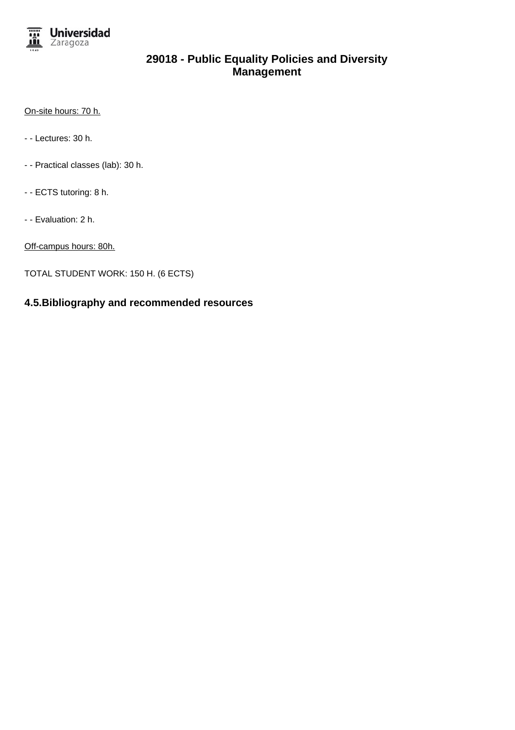On-site hours: 70 h.

- - Lectures: 30 h.

- - Practical classes (lab): 30 h.

- - ECTS tutoring: 8 h.

- - Evaluation: 2 h.

Off-campus hours: 80h.

TOTAL STUDENT WORK: 150 H. (6 ECTS)

## 4.5.Bibliography and recommended resources